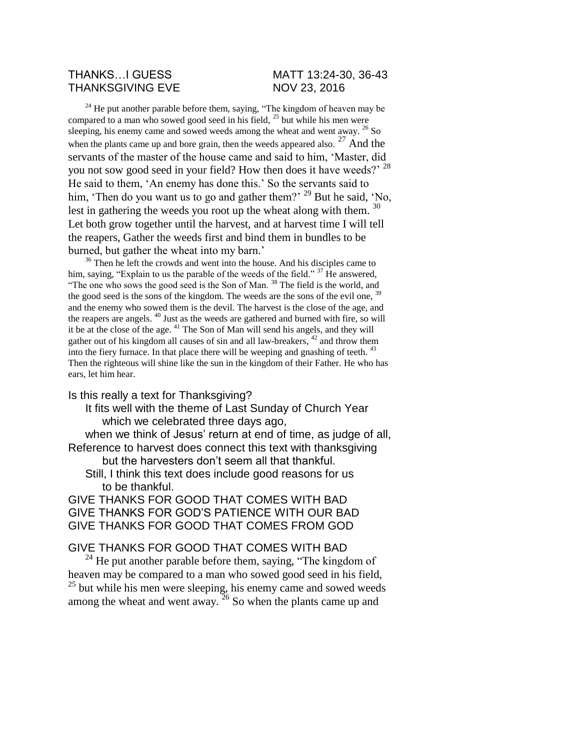THANKS…I GUESS MATT 13:24-30, 36-43
THANKSGIVING EVE NOV 23, 2016

24 He put another parable before them, saying, "The kingdom of heaven may be compared to a man who sowed good seed in his field, 25 but while his men were sleeping, his enemy came and sowed weeds among the wheat and went away. 26 So when the plants came up and bore grain, then the weeds appeared also. 27 And the servants of the master of the house came and said to him, 'Master, did you not sow good seed in your field? How then does it have weeds?' 28 He said to them, 'An enemy has done this.' So the servants said to him, 'Then do you want us to go and gather them?' 29 But he said, 'No, lest in gathering the weeds you root up the wheat along with them. 30 Let both grow together until the harvest, and at harvest time I will tell the reapers, Gather the weeds first and bind them in bundles to be burned, but gather the wheat into my barn.'

36 Then he left the crowds and went into the house. And his disciples came to him, saying, "Explain to us the parable of the weeds of the field." 37 He answered, "The one who sows the good seed is the Son of Man. 38 The field is the world, and the good seed is the sons of the kingdom. The weeds are the sons of the evil one, 39 and the enemy who sowed them is the devil. The harvest is the close of the age, and the reapers are angels. 40 Just as the weeds are gathered and burned with fire, so will it be at the close of the age. 41 The Son of Man will send his angels, and they will gather out of his kingdom all causes of sin and all law-breakers, 42 and throw them into the fiery furnace. In that place there will be weeping and gnashing of teeth. 43 Then the righteous will shine like the sun in the kingdom of their Father. He who has ears, let him hear.

Is this really a text for Thanksgiving?
 It fits well with the theme of Last Sunday of Church Year
  which we celebrated three days ago,
 when we think of Jesus' return at end of time, as judge of all,
Reference to harvest does connect this text with thanksgiving
  but the harvesters don't seem all that thankful.
 Still, I think this text does include good reasons for us
  to be thankful.

GIVE THANKS FOR GOOD THAT COMES WITH BAD
GIVE THANKS FOR GOD'S PATIENCE WITH OUR BAD
GIVE THANKS FOR GOOD THAT COMES FROM GOD

GIVE THANKS FOR GOOD THAT COMES WITH BAD

24 He put another parable before them, saying, "The kingdom of heaven may be compared to a man who sowed good seed in his field, 25 but while his men were sleeping, his enemy came and sowed weeds among the wheat and went away. 26 So when the plants came up and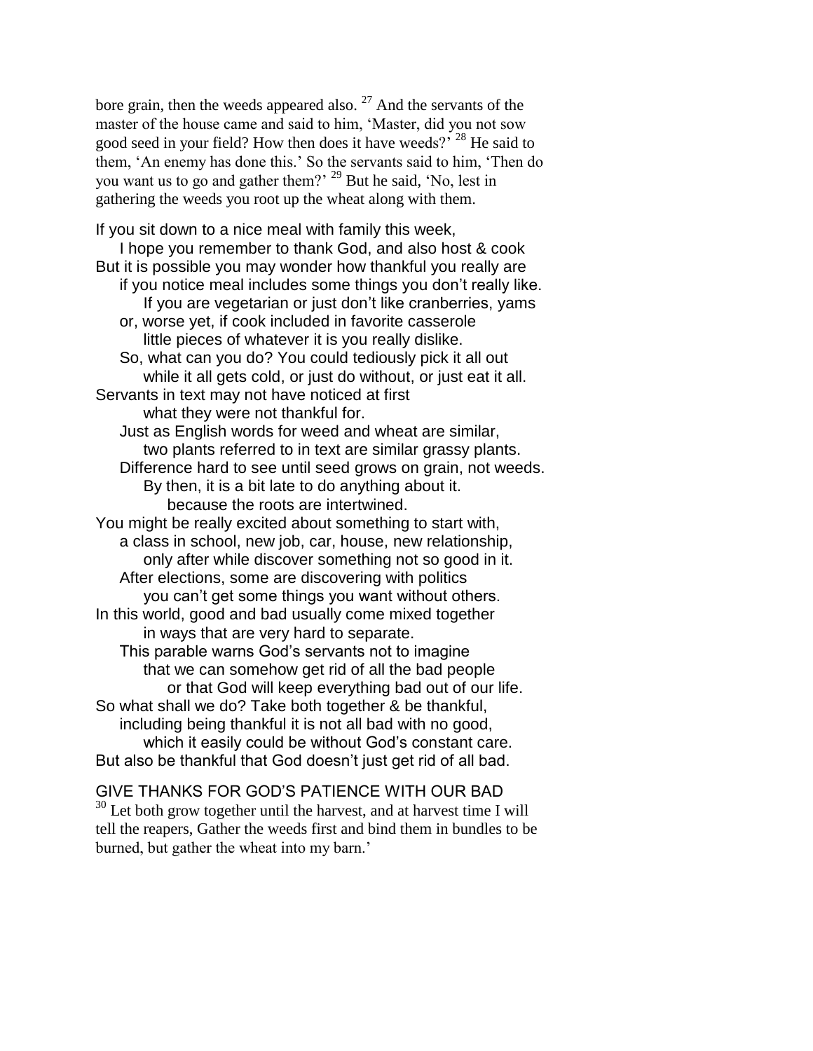bore grain, then the weeds appeared also. [27] And the servants of the master of the house came and said to him, 'Master, did you not sow good seed in your field? How then does it have weeds?' [28] He said to them, 'An enemy has done this.' So the servants said to him, 'Then do you want us to go and gather them?' [29] But he said, 'No, lest in gathering the weeds you root up the wheat along with them.

If you sit down to a nice meal with family this week,
  I hope you remember to thank God, and also host & cook
But it is possible you may wonder how thankful you really are
  if you notice meal includes some things you don't really like.
    If you are vegetarian or just don't like cranberries, yams
  or, worse yet, if cook included in favorite casserole
    little pieces of whatever it is you really dislike.
  So, what can you do? You could tediously pick it all out
    while it all gets cold, or just do without, or just eat it all.
Servants in text may not have noticed at first
    what they were not thankful for.
  Just as English words for weed and wheat are similar,
    two plants referred to in text are similar grassy plants.
  Difference hard to see until seed grows on grain, not weeds.
    By then, it is a bit late to do anything about it.
      because the roots are intertwined.
You might be really excited about something to start with,
  a class in school, new job, car, house, new relationship,
    only after while discover something not so good in it.
  After elections, some are discovering with politics
    you can't get some things you want without others.
In this world, good and bad usually come mixed together
    in ways that are very hard to separate.
  This parable warns God's servants not to imagine
    that we can somehow get rid of all the bad people
      or that God will keep everything bad out of our life.
So what shall we do? Take both together & be thankful,
  including being thankful it is not all bad with no good,
    which it easily could be without God's constant care.
But also be thankful that God doesn't just get rid of all bad.

GIVE THANKS FOR GOD'S PATIENCE WITH OUR BAD

[30] Let both grow together until the harvest, and at harvest time I will tell the reapers, Gather the weeds first and bind them in bundles to be burned, but gather the wheat into my barn.'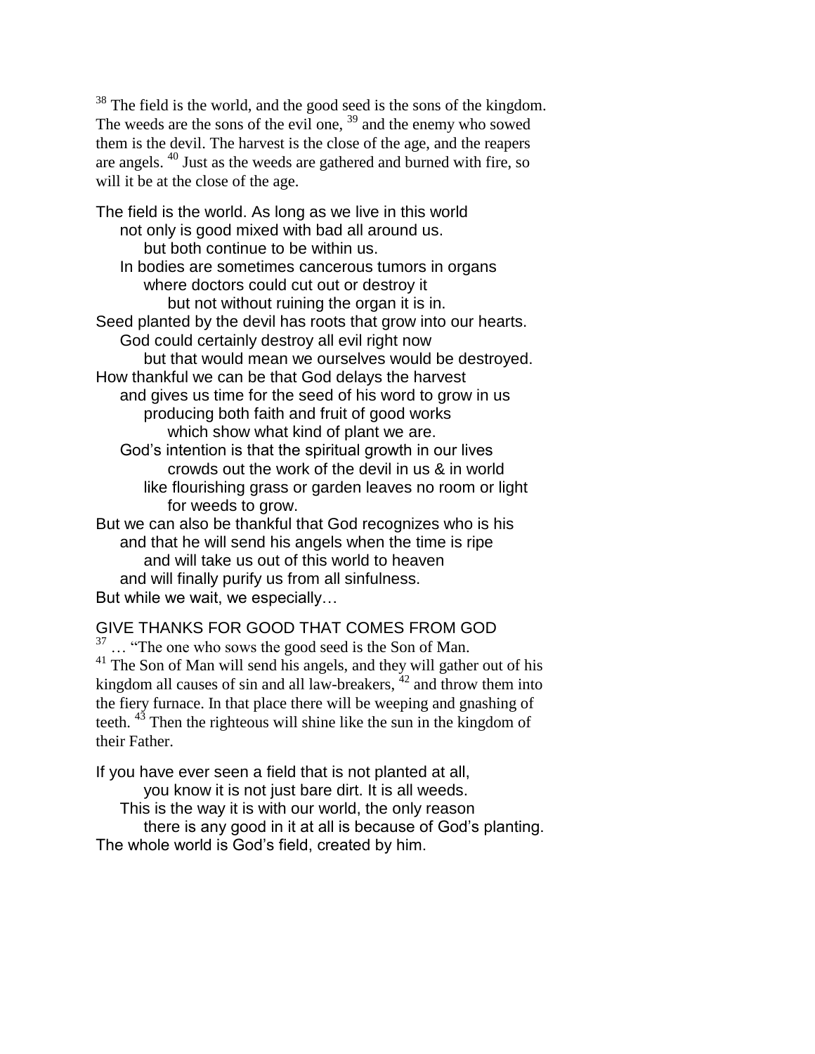[38] The field is the world, and the good seed is the sons of the kingdom. The weeds are the sons of the evil one, [39] and the enemy who sowed them is the devil. The harvest is the close of the age, and the reapers are angels. [40] Just as the weeds are gathered and burned with fire, so will it be at the close of the age.

The field is the world. As long as we live in this world
  not only is good mixed with bad all around us.
    but both continue to be within us.
  In bodies are sometimes cancerous tumors in organs
    where doctors could cut out or destroy it
      but not without ruining the organ it is in.
Seed planted by the devil has roots that grow into our hearts.
  God could certainly destroy all evil right now
    but that would mean we ourselves would be destroyed.
How thankful we can be that God delays the harvest
  and gives us time for the seed of his word to grow in us
    producing both faith and fruit of good works
      which show what kind of plant we are.
  God's intention is that the spiritual growth in our lives
      crowds out the work of the devil in us & in world
    like flourishing grass or garden leaves no room or light
      for weeds to grow.
But we can also be thankful that God recognizes who is his
  and that he will send his angels when the time is ripe
    and will take us out of this world to heaven
  and will finally purify us from all sinfulness.
But while we wait, we especially…

GIVE THANKS FOR GOOD THAT COMES FROM GOD

[37] … "The one who sows the good seed is the Son of Man.
[41] The Son of Man will send his angels, and they will gather out of his kingdom all causes of sin and all law-breakers, [42] and throw them into the fiery furnace. In that place there will be weeping and gnashing of teeth. [43] Then the righteous will shine like the sun in the kingdom of their Father.

If you have ever seen a field that is not planted at all,
    you know it is not just bare dirt. It is all weeds.
  This is the way it is with our world, the only reason
    there is any good in it at all is because of God's planting.
The whole world is God's field, created by him.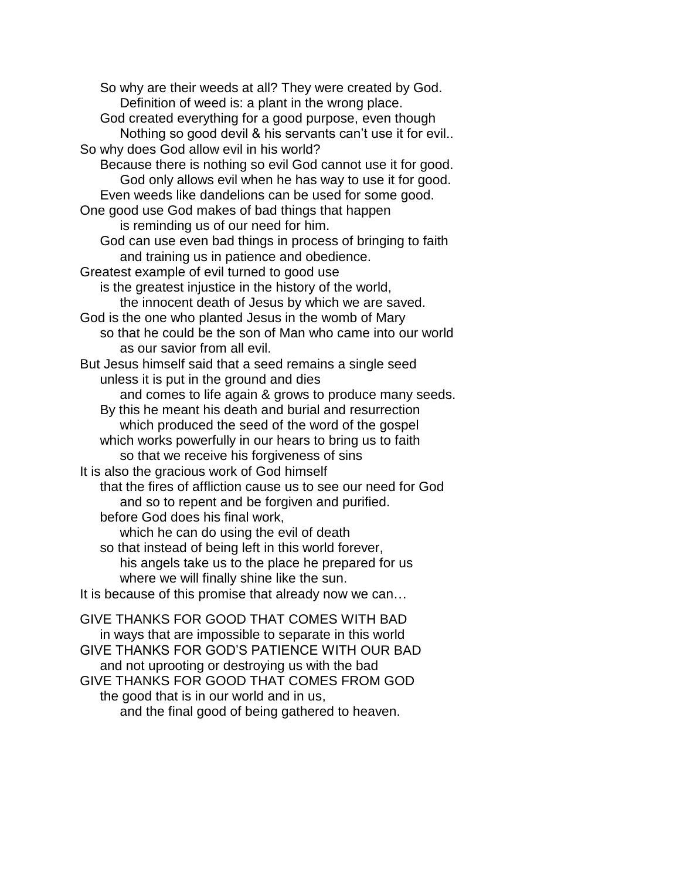So why are their weeds at all? They were created by God.
Definition of weed is: a plant in the wrong place.
God created everything for a good purpose, even though
Nothing so good devil & his servants can't use it for evil..
So why does God allow evil in his world?
Because there is nothing so evil God cannot use it for good.
God only allows evil when he has way to use it for good.
Even weeds like dandelions can be used for some good.
One good use God makes of bad things that happen
is reminding us of our need for him.
God can use even bad things in process of bringing to faith
and training us in patience and obedience.
Greatest example of evil turned to good use
is the greatest injustice in the history of the world,
the innocent death of Jesus by which we are saved.
God is the one who planted Jesus in the womb of Mary
so that he could be the son of Man who came into our world
as our savior from all evil.
But Jesus himself said that a seed remains a single seed
unless it is put in the ground and dies
and comes to life again & grows to produce many seeds.
By this he meant his death and burial and resurrection
which produced the seed of the word of the gospel
which works powerfully in our hears to bring us to faith
so that we receive his forgiveness of sins
It is also the gracious work of God himself
that the fires of affliction cause us to see our need for God
and so to repent and be forgiven and purified.
before God does his final work,
which he can do using the evil of death
so that instead of being left in this world forever,
his angels take us to the place he prepared for us
where we will finally shine like the sun.
It is because of this promise that already now we can…

GIVE THANKS FOR GOOD THAT COMES WITH BAD
in ways that are impossible to separate in this world
GIVE THANKS FOR GOD'S PATIENCE WITH OUR BAD
and not uprooting or destroying us with the bad
GIVE THANKS FOR GOOD THAT COMES FROM GOD
the good that is in our world and in us,
and the final good of being gathered to heaven.